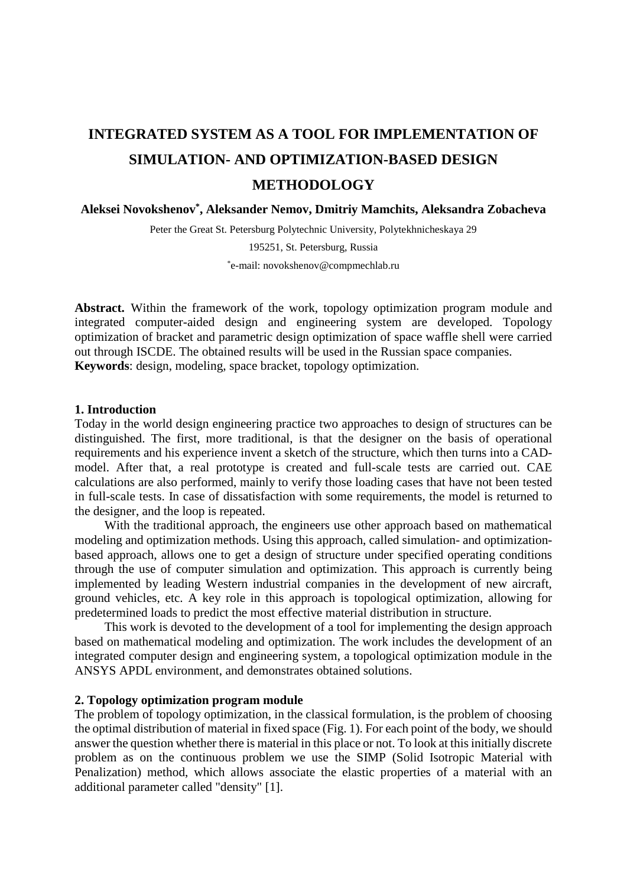# INTEGRATED SYSTEM AS A TOOL FOR IMPLEMENTATION OF SIMULATION- AND OPTIMIZATION-BASED DESIGN METHODOLOGY

**Aleksei Novokshenov[*], Aleksander Nemov, Dmitriy Mamchits, Aleksandra Zobacheva**

Peter the Great St. Petersburg Polytechnic University, Polytekhnicheskaya 29

195251, St. Petersburg, Russia

[*]e-mail: novokshenov@compmechlab.ru

**Abstract.** Within the framework of the work, topology optimization program module and integrated computer-aided design and engineering system are developed. Topology optimization of bracket and parametric design optimization of space waffle shell were carried out through ISCDE. The obtained results will be used in the Russian space companies.
**Keywords**: design, modeling, space bracket, topology optimization.

## 1. Introduction

Today in the world design engineering practice two approaches to design of structures can be distinguished. The first, more traditional, is that the designer on the basis of operational requirements and his experience invent a sketch of the structure, which then turns into a CAD-model. After that, a real prototype is created and full-scale tests are carried out. CAE calculations are also performed, mainly to verify those loading cases that have not been tested in full-scale tests. In case of dissatisfaction with some requirements, the model is returned to the designer, and the loop is repeated.

With the traditional approach, the engineers use other approach based on mathematical modeling and optimization methods. Using this approach, called simulation- and optimization-based approach, allows one to get a design of structure under specified operating conditions through the use of computer simulation and optimization. This approach is currently being implemented by leading Western industrial companies in the development of new aircraft, ground vehicles, etc. A key role in this approach is topological optimization, allowing for predetermined loads to predict the most effective material distribution in structure.

This work is devoted to the development of a tool for implementing the design approach based on mathematical modeling and optimization. The work includes the development of an integrated computer design and engineering system, a topological optimization module in the ANSYS APDL environment, and demonstrates obtained solutions.

## 2. Topology optimization program module

The problem of topology optimization, in the classical formulation, is the problem of choosing the optimal distribution of material in fixed space (Fig. 1). For each point of the body, we should answer the question whether there is material in this place or not. To look at this initially discrete problem as on the continuous problem we use the SIMP (Solid Isotropic Material with Penalization) method, which allows associate the elastic properties of a material with an additional parameter called "density" [1].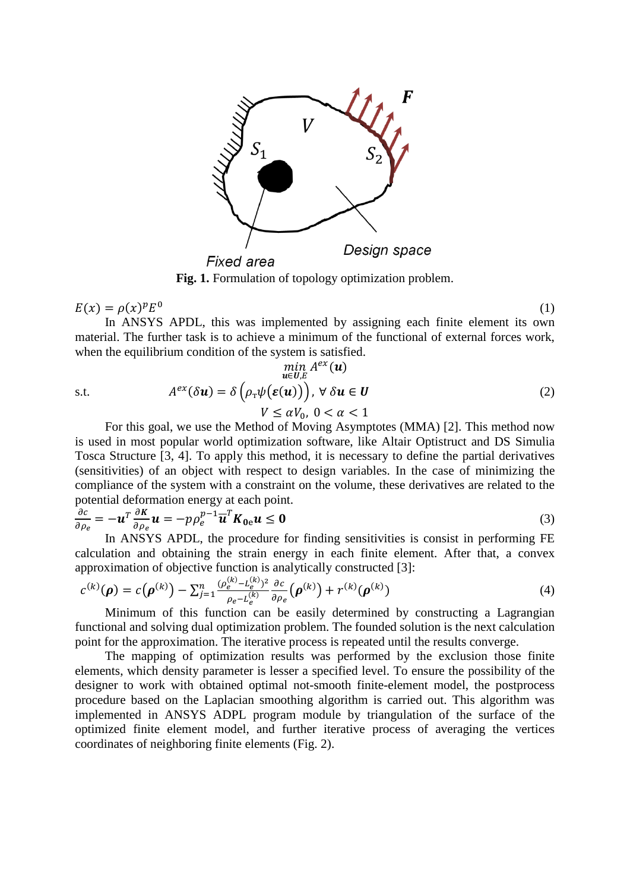Fig. 1. Formulation of topology optimization problem.

$$E(x) = \rho(x)^p E^0 \tag{1}$$

In ANSYS APDL, this was implemented by assigning each finite element its own material. The further task is to achieve a minimum of the functional of external forces work, when the equilibrium condition of the system is satisfied.

$$\min_{\boldsymbol{u}\in \boldsymbol{U},E} A^{ex}(\boldsymbol{u})$$

s.t.

$$A^{ex}(\delta \boldsymbol{u}) = \delta\left(\rho_{\tau}\psi\left(\boldsymbol{\varepsilon}(\boldsymbol{u})\right)\right),\ \forall\, \delta \boldsymbol{u} \in \boldsymbol{U} \tag{2}$$

$$V \leq \alpha V_0,\ 0 < \alpha < 1$$

For this goal, we use the Method of Moving Asymptotes (MMA) [2]. This method now is used in most popular world optimization software, like Altair Optistruct and DS Simulia Tosca Structure [3, 4]. To apply this method, it is necessary to define the partial derivatives (sensitivities) of an object with respect to design variables. In the case of minimizing the compliance of the system with a constraint on the volume, these derivatives are related to the potential deformation energy at each point.

$$\frac{\partial c}{\partial \rho_e} = -\boldsymbol{u}^T \frac{\partial \boldsymbol{K}}{\partial \rho_e} \boldsymbol{u} = -p\rho_e^{p-1} \overline{\boldsymbol{u}}^T \boldsymbol{K}_{\boldsymbol{0}\mathbf{e}} \boldsymbol{u} \leq \boldsymbol{0} \tag{3}$$

In ANSYS APDL, the procedure for finding sensitivities is consist in performing FE calculation and obtaining the strain energy in each finite element. After that, a convex approximation of objective function is analytically constructed [3]:

$$c^{(k)}(\boldsymbol{\rho}) = c\left(\boldsymbol{\rho}^{(k)}\right) - \sum_{j=1}^{n} \frac{(\rho_e^{(k)} - L_e^{(k)})^2}{\rho_e - L_e^{(k)}} \frac{\partial c}{\partial \rho_e}\left(\boldsymbol{\rho}^{(k)}\right) + r^{(k)}\left(\boldsymbol{\rho}^{(k)}\right) \tag{4}$$

Minimum of this function can be easily determined by constructing a Lagrangian functional and solving dual optimization problem. The founded solution is the next calculation point for the approximation. The iterative process is repeated until the results converge.

The mapping of optimization results was performed by the exclusion those finite elements, which density parameter is lesser a specified level. To ensure the possibility of the designer to work with obtained optimal not-smooth finite-element model, the postprocess procedure based on the Laplacian smoothing algorithm is carried out. This algorithm was implemented in ANSYS ADPL program module by triangulation of the surface of the optimized finite element model, and further iterative process of averaging the vertices coordinates of neighboring finite elements (Fig. 2).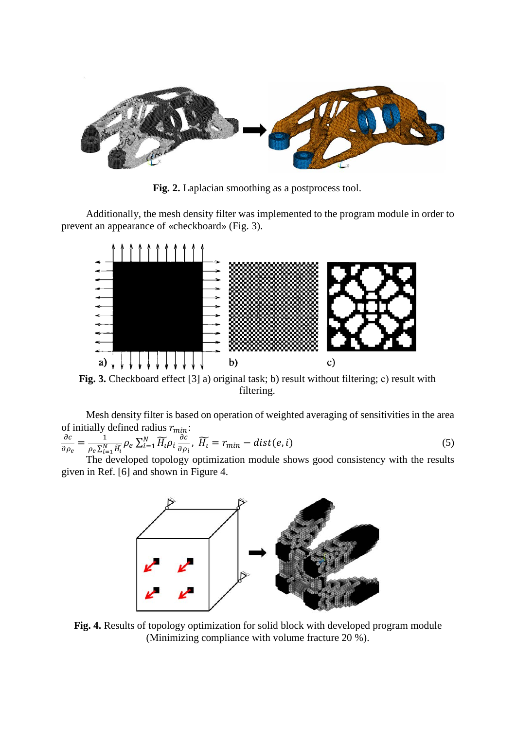**Fig. 2.** Laplacian smoothing as a postprocess tool.

Additionally, the mesh density filter was implemented to the program module in order to prevent an appearance of «checkboard» (Fig. 3).

**Fig. 3.** Checkboard effect [3] a) original task; b) result without filtering; c) result with filtering.

Mesh density filter is based on operation of weighted averaging of sensitivities in the area of initially defined radius $r_{min}$:

$$\frac{\partial c}{\partial \rho_e} = \frac{1}{\rho_e \sum_{i=1}^{N} \widetilde{H}_i} \rho_e \sum_{i=1}^{N} \widetilde{H}_i \rho_i \frac{\partial c}{\partial \rho_i}, \; \widetilde{H}_i = r_{min} - dist(e, i) \tag{5}$$

The developed topology optimization module shows good consistency with the results given in Ref. [6] and shown in Figure 4.

**Fig. 4.** Results of topology optimization for solid block with developed program module (Minimizing compliance with volume fracture 20 %).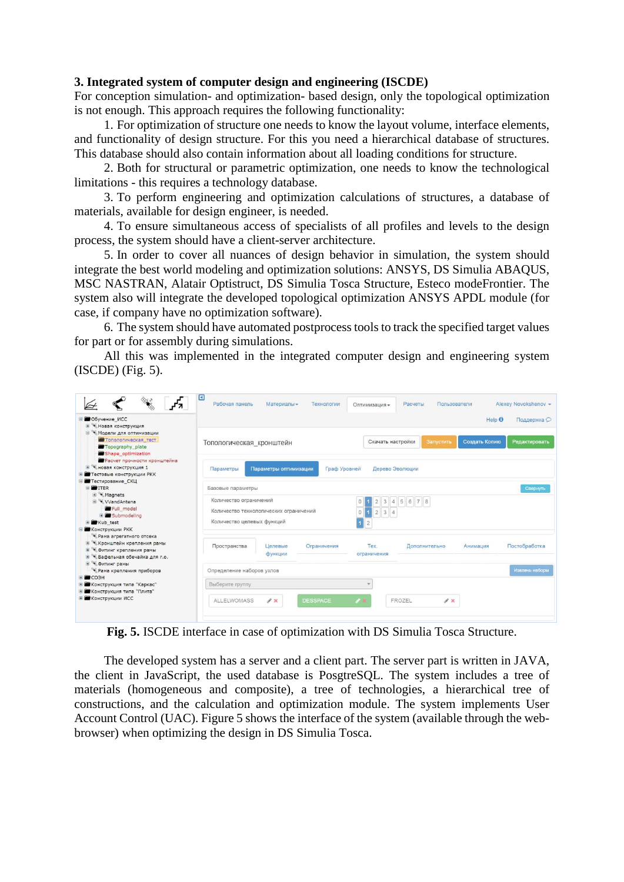### 3. Integrated system of computer design and engineering (ISCDE)

For conception simulation- and optimization- based design, only the topological optimization is not enough. This approach requires the following functionality:

1. For optimization of structure one needs to know the layout volume, interface elements, and functionality of design structure. For this you need a hierarchical database of structures. This database should also contain information about all loading conditions for structure.
2. Both for structural or parametric optimization, one needs to know the technological limitations - this requires a technology database.
3. To perform engineering and optimization calculations of structures, a database of materials, available for design engineer, is needed.
4. To ensure simultaneous access of specialists of all profiles and levels to the design process, the system should have a client-server architecture.
5. In order to cover all nuances of design behavior in simulation, the system should integrate the best world modeling and optimization solutions: ANSYS, DS Simulia ABAQUS, MSC NASTRAN, Alatair Optistruct, DS Simulia Tosca Structure, Esteco modeFrontier. The system also will integrate the developed topological optimization ANSYS APDL module (for case, if company have no optimization software).
6. The system should have automated postprocess tools to track the specified target values for part or for assembly during simulations.

All this was implemented in the integrated computer design and engineering system (ISCDE) (Fig. 5).

**Fig. 5.** ISCDE interface in case of optimization with DS Simulia Tosca Structure.

The developed system has a server and a client part. The server part is written in JAVA, the client in JavaScript, the used database is PosgtreSQL. The system includes a tree of materials (homogeneous and composite), a tree of technologies, a hierarchical tree of constructions, and the calculation and optimization module. The system implements User Account Control (UAC). Figure 5 shows the interface of the system (available through the web-browser) when optimizing the design in DS Simulia Tosca.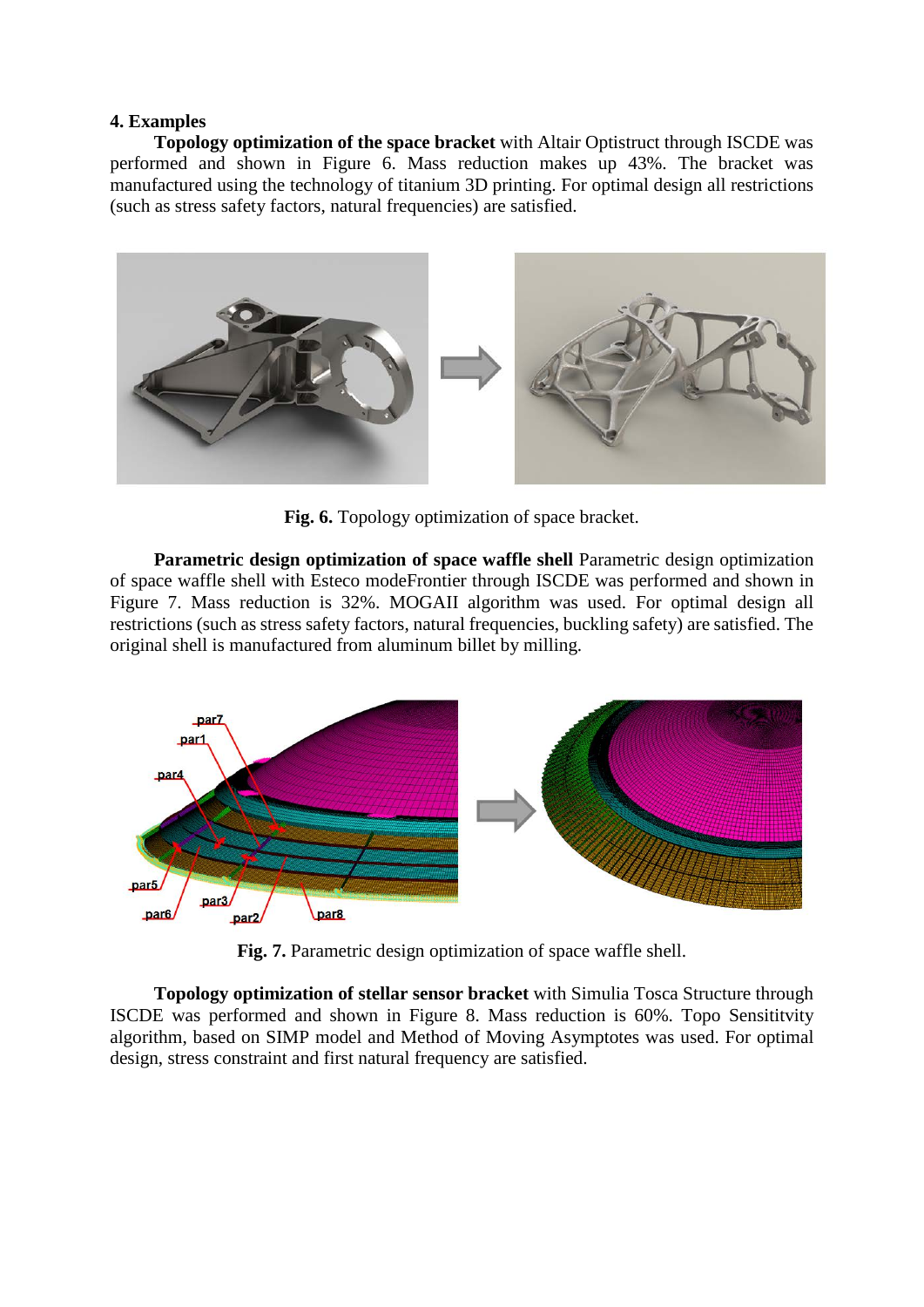## 4. Examples

**Topology optimization of the space bracket** with Altair Optistruct through ISCDE was performed and shown in Figure 6. Mass reduction makes up 43%. The bracket was manufactured using the technology of titanium 3D printing. For optimal design all restrictions (such as stress safety factors, natural frequencies) are satisfied.

**Fig. 6.** Topology optimization of space bracket.

**Parametric design optimization of space waffle shell** Parametric design optimization of space waffle shell with Esteco modeFrontier through ISCDE was performed and shown in Figure 7. Mass reduction is 32%. MOGAII algorithm was used. For optimal design all restrictions (such as stress safety factors, natural frequencies, buckling safety) are satisfied. The original shell is manufactured from aluminum billet by milling.

**Fig. 7.** Parametric design optimization of space waffle shell.

**Topology optimization of stellar sensor bracket** with Simulia Tosca Structure through ISCDE was performed and shown in Figure 8. Mass reduction is 60%. Topo Sensititvity algorithm, based on SIMP model and Method of Moving Asymptotes was used. For optimal design, stress constraint and first natural frequency are satisfied.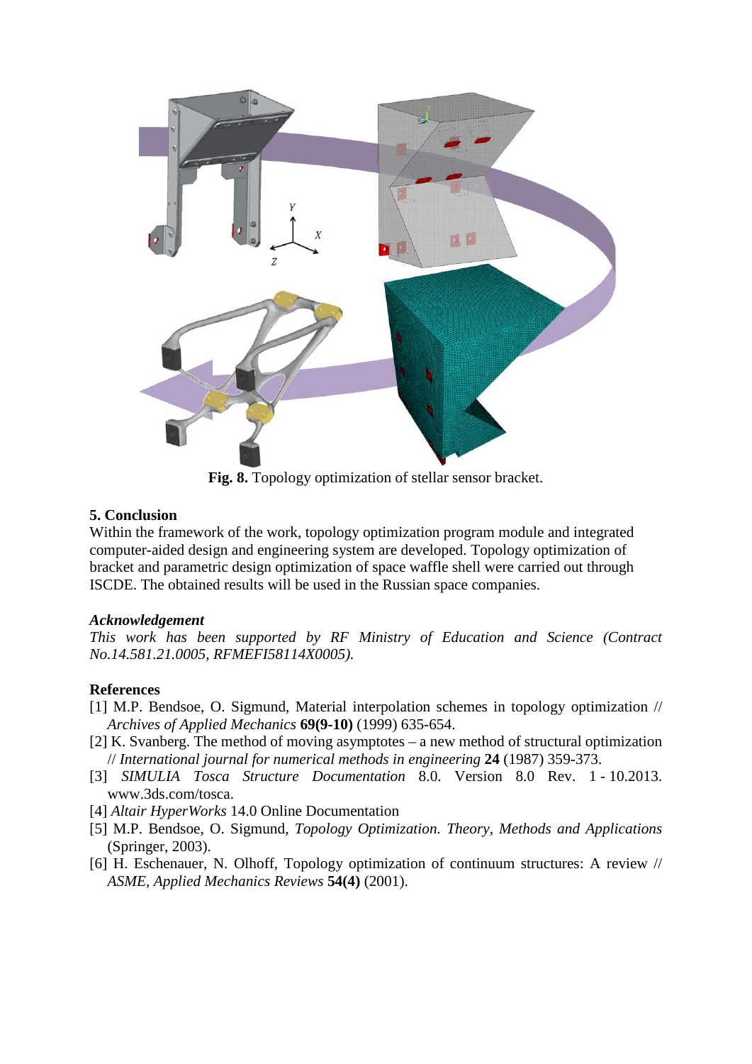Y

X

Z

**Fig. 8.** Topology optimization of stellar sensor bracket.

## 5. Conclusion

Within the framework of the work, topology optimization program module and integrated computer-aided design and engineering system are developed. Topology optimization of bracket and parametric design optimization of space waffle shell were carried out through ISCDE. The obtained results will be used in the Russian space companies.

### *Acknowledgement*

*This work has been supported by RF Ministry of Education and Science (Contract No.14.581.21.0005, RFMEFI58114X0005).*

## References

[1] M.P. Bendsoe, O. Sigmund, Material interpolation schemes in topology optimization // *Archives of Applied Mechanics* **69(9-10)** (1999) 635-654.

[2] K. Svanberg. The method of moving asymptotes – a new method of structural optimization // *International journal for numerical methods in engineering* **24** (1987) 359-373.

[3] *SIMULIA Tosca Structure Documentation* 8.0. Version 8.0 Rev. 1 - 10.2013. www.3ds.com/tosca.

[4] *Altair HyperWorks* 14.0 Online Documentation

[5] M.P. Bendsoe, O. Sigmund, *Topology Optimization. Theory, Methods and Applications* (Springer, 2003).

[6] H. Eschenauer, N. Olhoff, Topology optimization of continuum structures: A review // *ASME, Applied Mechanics Reviews* **54(4)** (2001).